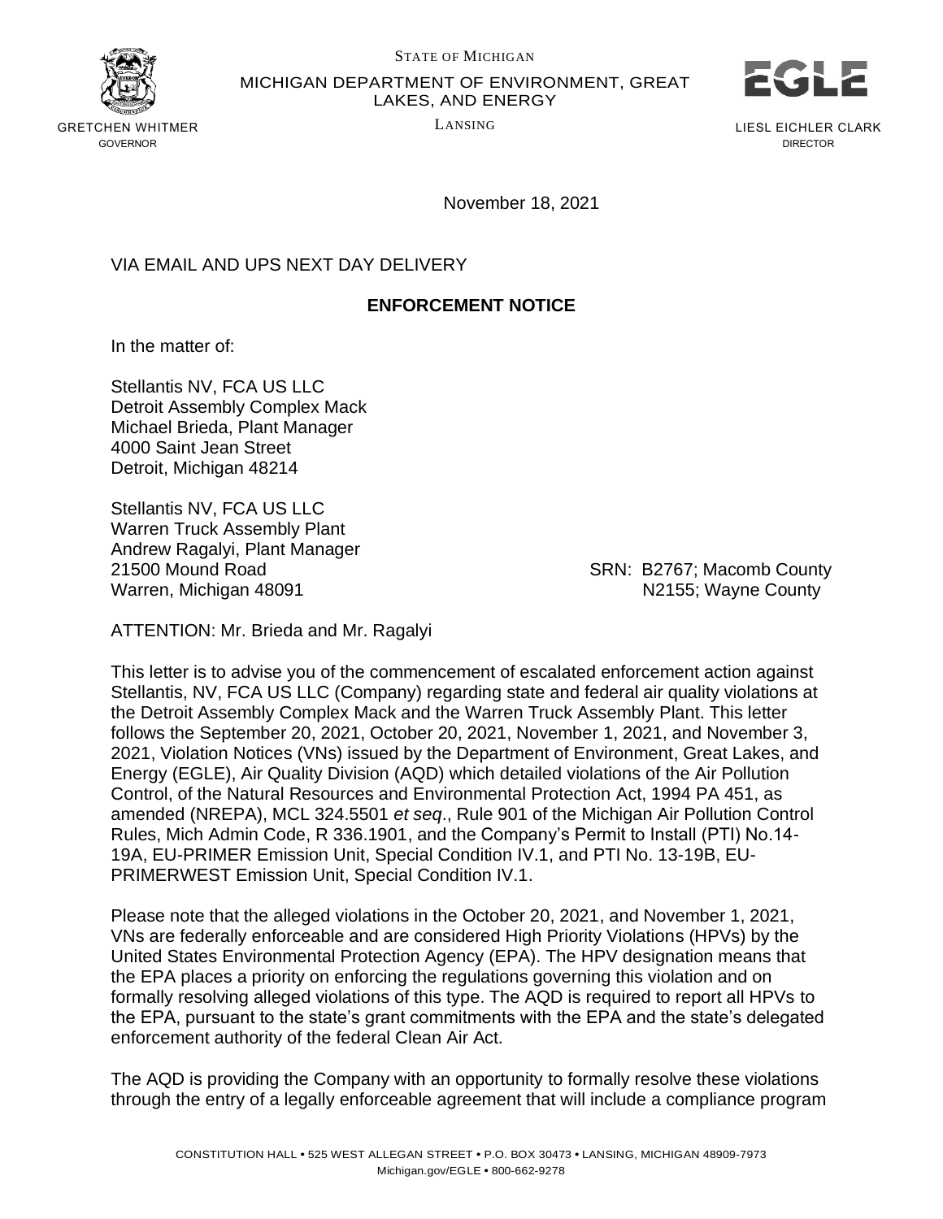STATE OF MICHIGAN

MICHIGAN DEPARTMENT OF ENVIRONMENT, GREAT LAKES, AND ENERGY

LANSING

GRETCHEN WHITMER
GOVERNOR

LIESL EICHLER CLARK
DIRECTOR

November 18, 2021

VIA EMAIL AND UPS NEXT DAY DELIVERY

**ENFORCEMENT NOTICE**

In the matter of:

Stellantis NV, FCA US LLC
Detroit Assembly Complex Mack
Michael Brieda, Plant Manager
4000 Saint Jean Street
Detroit, Michigan 48214

Stellantis NV, FCA US LLC
Warren Truck Assembly Plant
Andrew Ragalyi, Plant Manager
21500 Mound Road
Warren, Michigan 48091

SRN: B2767; Macomb County
N2155; Wayne County

ATTENTION: Mr. Brieda and Mr. Ragalyi

This letter is to advise you of the commencement of escalated enforcement action against Stellantis, NV, FCA US LLC (Company) regarding state and federal air quality violations at the Detroit Assembly Complex Mack and the Warren Truck Assembly Plant. This letter follows the September 20, 2021, October 20, 2021, November 1, 2021, and November 3, 2021, Violation Notices (VNs) issued by the Department of Environment, Great Lakes, and Energy (EGLE), Air Quality Division (AQD) which detailed violations of the Air Pollution Control, of the Natural Resources and Environmental Protection Act, 1994 PA 451, as amended (NREPA), MCL 324.5501 *et seq*., Rule 901 of the Michigan Air Pollution Control Rules, Mich Admin Code, R 336.1901, and the Company's Permit to Install (PTI) No.14-19A, EU-PRIMER Emission Unit, Special Condition IV.1, and PTI No. 13-19B, EU-PRIMERWEST Emission Unit, Special Condition IV.1.

Please note that the alleged violations in the October 20, 2021, and November 1, 2021, VNs are federally enforceable and are considered High Priority Violations (HPVs) by the United States Environmental Protection Agency (EPA). The HPV designation means that the EPA places a priority on enforcing the regulations governing this violation and on formally resolving alleged violations of this type. The AQD is required to report all HPVs to the EPA, pursuant to the state's grant commitments with the EPA and the state's delegated enforcement authority of the federal Clean Air Act.

The AQD is providing the Company with an opportunity to formally resolve these violations through the entry of a legally enforceable agreement that will include a compliance program

CONSTITUTION HALL • 525 WEST ALLEGAN STREET • P.O. BOX 30473 • LANSING, MICHIGAN 48909-7973
Michigan.gov/EGLE • 800-662-9278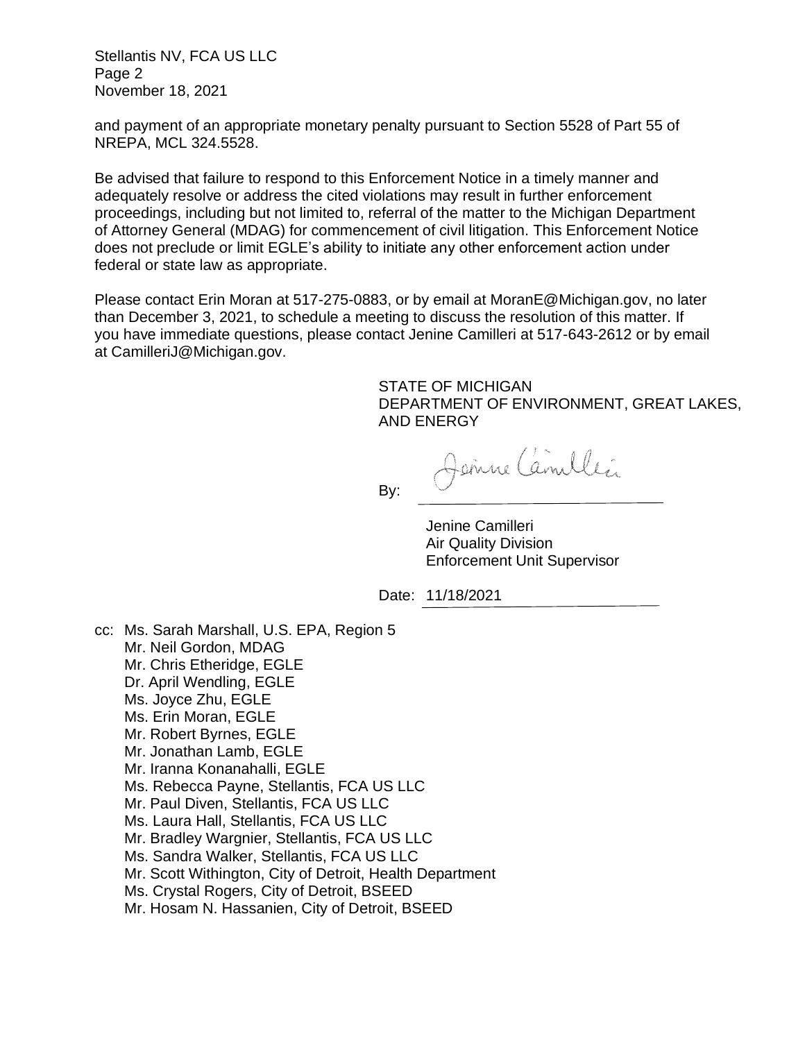and payment of an appropriate monetary penalty pursuant to Section 5528 of Part 55 of NREPA, MCL 324.5528.

Be advised that failure to respond to this Enforcement Notice in a timely manner and adequately resolve or address the cited violations may result in further enforcement proceedings, including but not limited to, referral of the matter to the Michigan Department of Attorney General (MDAG) for commencement of civil litigation. This Enforcement Notice does not preclude or limit EGLE's ability to initiate any other enforcement action under federal or state law as appropriate.

Please contact Erin Moran at 517-275-0883, or by email at MoranE@Michigan.gov, no later than December 3, 2021, to schedule a meeting to discuss the resolution of this matter. If you have immediate questions, please contact Jenine Camilleri at 517-643-2612 or by email at CamilleriJ@Michigan.gov.

STATE OF MICHIGAN
DEPARTMENT OF ENVIRONMENT, GREAT LAKES, AND ENERGY

By: Jenine Camilleri

Jenine Camilleri
Air Quality Division
Enforcement Unit Supervisor

Date: 11/18/2021

cc: Ms. Sarah Marshall, U.S. EPA, Region 5
Mr. Neil Gordon, MDAG
Mr. Chris Etheridge, EGLE
Dr. April Wendling, EGLE
Ms. Joyce Zhu, EGLE
Ms. Erin Moran, EGLE
Mr. Robert Byrnes, EGLE
Mr. Jonathan Lamb, EGLE
Mr. Iranna Konanahalli, EGLE
Ms. Rebecca Payne, Stellantis, FCA US LLC
Mr. Paul Diven, Stellantis, FCA US LLC
Ms. Laura Hall, Stellantis, FCA US LLC
Mr. Bradley Wargnier, Stellantis, FCA US LLC
Ms. Sandra Walker, Stellantis, FCA US LLC
Mr. Scott Withington, City of Detroit, Health Department
Ms. Crystal Rogers, City of Detroit, BSEED
Mr. Hosam N. Hassanien, City of Detroit, BSEED